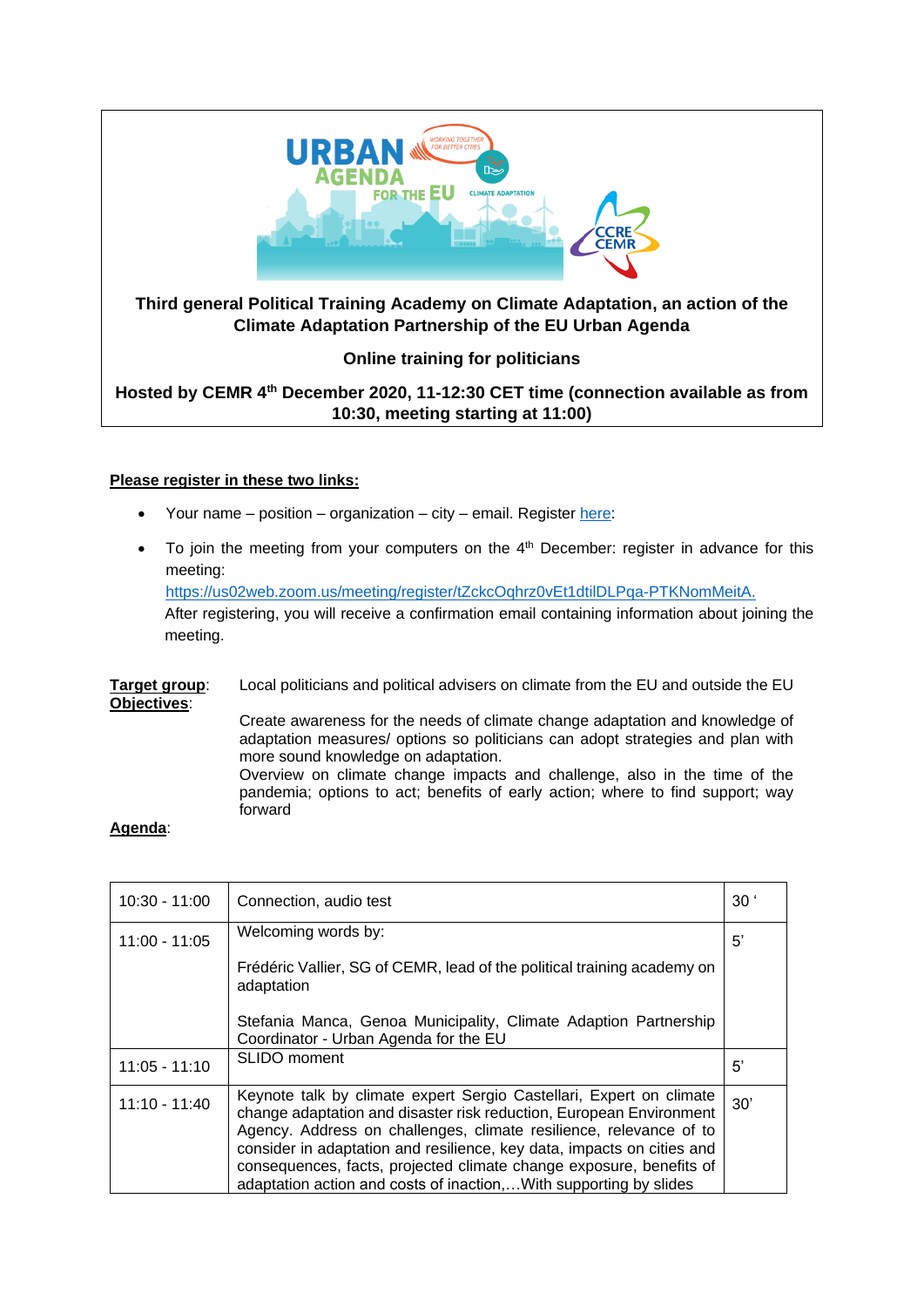**Third general Political Training Academy on Climate Adaptation, an action of the Climate Adaptation Partnership of the EU Urban Agenda**

**Online training for politicians**

**Hosted by CEMR 4th December 2020, 11-12:30 CET time (connection available as from 10:30, meeting starting at 11:00)**

**Please register in these two links:**

- Your name – position – organization – city – email. Register here:
- To join the meeting from your computers on the 4th December: register in advance for this meeting: https://us02web.zoom.us/meeting/register/tZckcOqhrz0vEt1dtilDLPqa-PTKNomMeitA. After registering, you will receive a confirmation email containing information about joining the meeting.

**Target group**: Local politicians and political advisers on climate from the EU and outside the EU

**Objectives**:

Create awareness for the needs of climate change adaptation and knowledge of adaptation measures/ options so politicians can adopt strategies and plan with more sound knowledge on adaptation.

Overview on climate change impacts and challenge, also in the time of the pandemia; options to act; benefits of early action; where to find support; way forward

**Agenda**:

| | | |
|---|---|---|
| 10:30 - 11:00 | Connection, audio test | 30 ‘ |
| 11:00 - 11:05 | Welcoming words by:<br><br>Frédéric Vallier, SG of CEMR, lead of the political training academy on adaptation<br><br>Stefania Manca, Genoa Municipality, Climate Adaption Partnership Coordinator - Urban Agenda for the EU | 5’ |
| 11:05 - 11:10 | SLIDO moment | 5’ |
| 11:10 - 11:40 | Keynote talk by climate expert Sergio Castellari, Expert on climate change adaptation and disaster risk reduction, European Environment Agency. Address on challenges, climate resilience, relevance of to consider in adaptation and resilience, key data, impacts on cities and consequences, facts, projected climate change exposure, benefits of adaptation action and costs of inaction,…With supporting by slides | 30’ |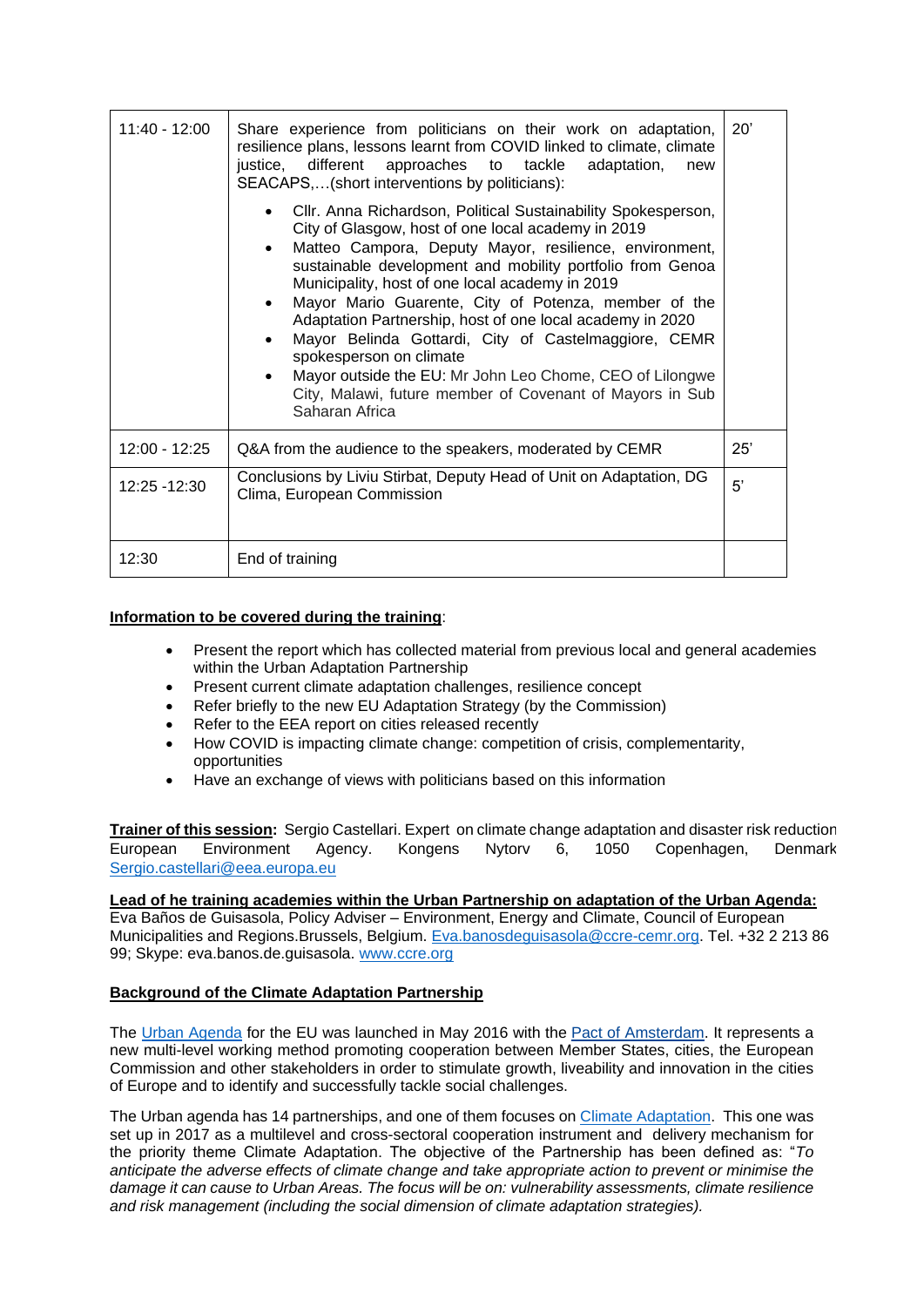| | | |
|---|---|---|
| 11:40 - 12:00 | Share experience from politicians on their work on adaptation, resilience plans, lessons learnt from COVID linked to climate, climate justice, different approaches to tackle adaptation, new SEACAPS,…(short interventions by politicians):<br><br>• Cllr. Anna Richardson, Political Sustainability Spokesperson, City of Glasgow, host of one local academy in 2019<br>• Matteo Campora, Deputy Mayor, resilience, environment, sustainable development and mobility portfolio from Genoa Municipality, host of one local academy in 2019<br>• Mayor Mario Guarente, City of Potenza, member of the Adaptation Partnership, host of one local academy in 2020<br>• Mayor Belinda Gottardi, City of Castelmaggiore, CEMR spokesperson on climate<br>• Mayor outside the EU: Mr John Leo Chome, CEO of Lilongwe City, Malawi, future member of Covenant of Mayors in Sub Saharan Africa | 20' |
| 12:00 - 12:25 | Q&A from the audience to the speakers, moderated by CEMR | 25' |
| 12:25 -12:30 | Conclusions by Liviu Stirbat, Deputy Head of Unit on Adaptation, DG Clima, European Commission | 5' |
| 12:30 | End of training | |

**Information to be covered during the training**:

- Present the report which has collected material from previous local and general academies within the Urban Adaptation Partnership
- Present current climate adaptation challenges, resilience concept
- Refer briefly to the new EU Adaptation Strategy (by the Commission)
- Refer to the EEA report on cities released recently
- How COVID is impacting climate change: competition of crisis, complementarity, opportunities
- Have an exchange of views with politicians based on this information

**Trainer of this session:** Sergio Castellari. Expert on climate change adaptation and disaster risk reduction European Environment Agency. Kongens Nytorv 6, 1050 Copenhagen, Denmark Sergio.castellari@eea.europa.eu

**Lead of he training academies within the Urban Partnership on adaptation of the Urban Agenda:**
Eva Baños de Guisasola, Policy Adviser – Environment, Energy and Climate, Council of European Municipalities and Regions.Brussels, Belgium. Eva.banosdeguisasola@ccre-cemr.org. Tel. +32 2 213 86 99; Skype: eva.banos.de.guisasola. www.ccre.org

**Background of the Climate Adaptation Partnership**

The Urban Agenda for the EU was launched in May 2016 with the Pact of Amsterdam. It represents a new multi-level working method promoting cooperation between Member States, cities, the European Commission and other stakeholders in order to stimulate growth, liveability and innovation in the cities of Europe and to identify and successfully tackle social challenges.

The Urban agenda has 14 partnerships, and one of them focuses on Climate Adaptation. This one was set up in 2017 as a multilevel and cross-sectoral cooperation instrument and delivery mechanism for the priority theme Climate Adaptation. The objective of the Partnership has been defined as: "*To anticipate the adverse effects of climate change and take appropriate action to prevent or minimise the damage it can cause to Urban Areas. The focus will be on: vulnerability assessments, climate resilience and risk management (including the social dimension of climate adaptation strategies).*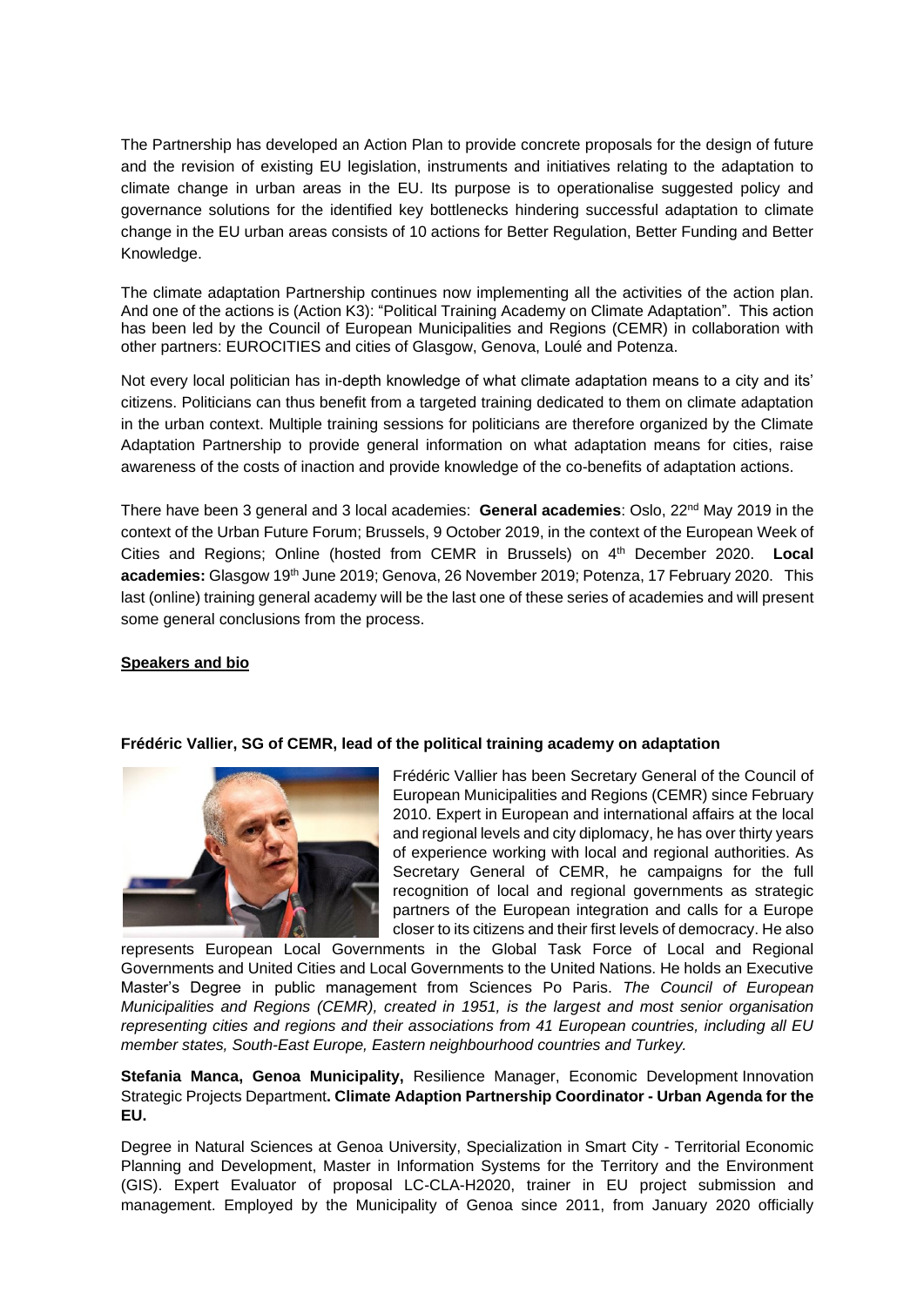The Partnership has developed an Action Plan to provide concrete proposals for the design of future and the revision of existing EU legislation, instruments and initiatives relating to the adaptation to climate change in urban areas in the EU. Its purpose is to operationalise suggested policy and governance solutions for the identified key bottlenecks hindering successful adaptation to climate change in the EU urban areas consists of 10 actions for Better Regulation, Better Funding and Better Knowledge.

The climate adaptation Partnership continues now implementing all the activities of the action plan. And one of the actions is (Action K3): "Political Training Academy on Climate Adaptation". This action has been led by the Council of European Municipalities and Regions (CEMR) in collaboration with other partners: EUROCITIES and cities of Glasgow, Genova, Loulé and Potenza.

Not every local politician has in-depth knowledge of what climate adaptation means to a city and its' citizens. Politicians can thus benefit from a targeted training dedicated to them on climate adaptation in the urban context. Multiple training sessions for politicians are therefore organized by the Climate Adaptation Partnership to provide general information on what adaptation means for cities, raise awareness of the costs of inaction and provide knowledge of the co-benefits of adaptation actions.

There have been 3 general and 3 local academies: **General academies**: Oslo, 22nd May 2019 in the context of the Urban Future Forum; Brussels, 9 October 2019, in the context of the European Week of Cities and Regions; Online (hosted from CEMR in Brussels) on 4th December 2020. **Local academies:** Glasgow 19th June 2019; Genova, 26 November 2019; Potenza, 17 February 2020. This last (online) training general academy will be the last one of these series of academies and will present some general conclusions from the process.

**Speakers and bio**

**Frédéric Vallier, SG of CEMR, lead of the political training academy on adaptation**

Frédéric Vallier has been Secretary General of the Council of European Municipalities and Regions (CEMR) since February 2010. Expert in European and international affairs at the local and regional levels and city diplomacy, he has over thirty years of experience working with local and regional authorities. As Secretary General of CEMR, he campaigns for the full recognition of local and regional governments as strategic partners of the European integration and calls for a Europe closer to its citizens and their first levels of democracy. He also represents European Local Governments in the Global Task Force of Local and Regional Governments and United Cities and Local Governments to the United Nations. He holds an Executive Master's Degree in public management from Sciences Po Paris. *The Council of European Municipalities and Regions (CEMR), created in 1951, is the largest and most senior organisation representing cities and regions and their associations from 41 European countries, including all EU member states, South-East Europe, Eastern neighbourhood countries and Turkey.*

**Stefania Manca, Genoa Municipality,** Resilience Manager, Economic Development Innovation Strategic Projects Department**. Climate Adaption Partnership Coordinator - Urban Agenda for the EU.**

Degree in Natural Sciences at Genoa University, Specialization in Smart City - Territorial Economic Planning and Development, Master in Information Systems for the Territory and the Environment (GIS). Expert Evaluator of proposal LC-CLA-H2020, trainer in EU project submission and management. Employed by the Municipality of Genoa since 2011, from January 2020 officially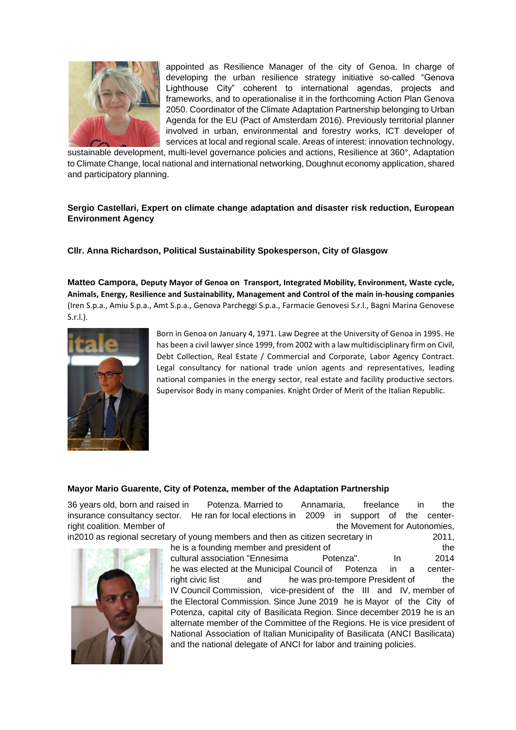appointed as Resilience Manager of the city of Genoa. In charge of developing the urban resilience strategy initiative so-called "Genova Lighthouse City" coherent to international agendas, projects and frameworks, and to operationalise it in the forthcoming Action Plan Genova 2050. Coordinator of the Climate Adaptation Partnership belonging to Urban Agenda for the EU (Pact of Amsterdam 2016). Previously territorial planner involved in urban, environmental and forestry works, ICT developer of services at local and regional scale. Areas of interest: innovation technology, sustainable development, multi-level governance policies and actions, Resilience at 360°, Adaptation to Climate Change, local national and international networking, Doughnut economy application, shared and participatory planning.

**Sergio Castellari, Expert on climate change adaptation and disaster risk reduction, European Environment Agency**

**Cllr. Anna Richardson, Political Sustainability Spokesperson, City of Glasgow**

**Matteo Campora, Deputy Mayor of Genoa on Transport, Integrated Mobility, Environment, Waste cycle, Animals, Energy, Resilience and Sustainability, Management and Control of the main in-housing companies** (Iren S.p.a., Amiu S.p.a., Amt S.p.a., Genova Parcheggi S.p.a., Farmacie Genovesi S.r.l., Bagni Marina Genovese S.r.l.).

Born in Genoa on January 4, 1971. Law Degree at the University of Genoa in 1995. He has been a civil lawyer since 1999, from 2002 with a law multidisciplinary firm on Civil, Debt Collection, Real Estate / Commercial and Corporate, Labor Agency Contract. Legal consultancy for national trade union agents and representatives, leading national companies in the energy sector, real estate and facility productive sectors. Supervisor Body in many companies. Knight Order of Merit of the Italian Republic.

**Mayor Mario Guarente, City of Potenza, member of the Adaptation Partnership**

36 years old, born and raised in Potenza. Married to Annamaria, freelance in the insurance consultancy sector. He ran for local elections in 2009 in support of the center-right coalition. Member of the Movement for Autonomies, in2010 as regional secretary of young members and then as citizen secretary in 2011, he is a founding member and president of the cultural association "Ennesima Potenza". In 2014 he was elected at the Municipal Council of Potenza in a center-right civic list and he was pro-tempore President of the IV Council Commission, vice-president of the III and IV, member of the Electoral Commission. Since June 2019 he is Mayor of the City of Potenza, capital city of Basilicata Region. Since december 2019 he is an alternate member of the Committee of the Regions. He is vice president of National Association of Italian Municipality of Basilicata (ANCI Basilicata) and the national delegate of ANCI for labor and training policies.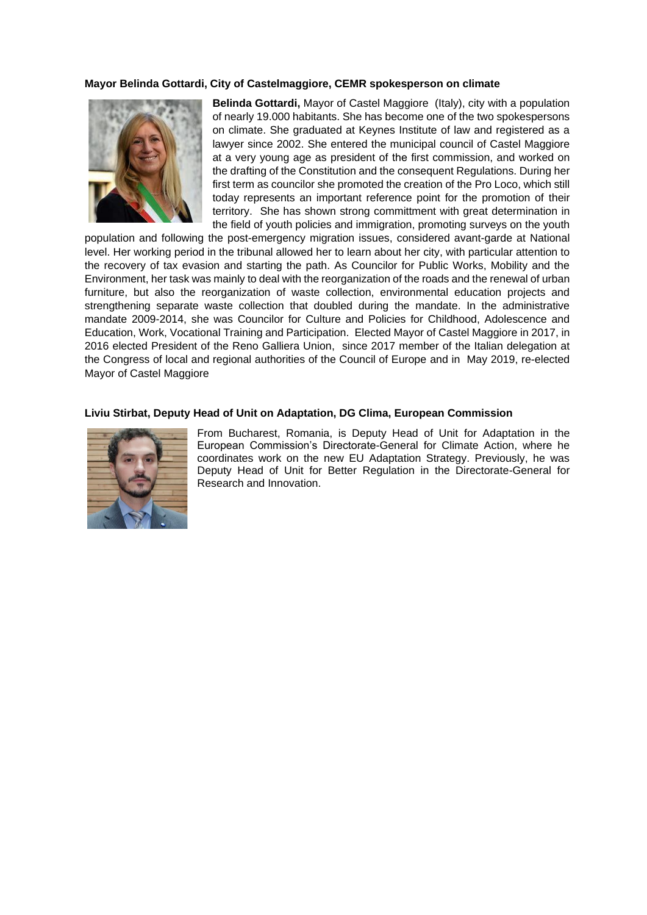**Mayor Belinda Gottardi, City of Castelmaggiore, CEMR spokesperson on climate**

**Belinda Gottardi,** Mayor of Castel Maggiore (Italy), city with a population of nearly 19.000 habitants. She has become one of the two spokespersons on climate. She graduated at Keynes Institute of law and registered as a lawyer since 2002. She entered the municipal council of Castel Maggiore at a very young age as president of the first commission, and worked on the drafting of the Constitution and the consequent Regulations. During her first term as councilor she promoted the creation of the Pro Loco, which still today represents an important reference point for the promotion of their territory. She has shown strong committment with great determination in the field of youth policies and immigration, promoting surveys on the youth population and following the post-emergency migration issues, considered avant-garde at National level. Her working period in the tribunal allowed her to learn about her city, with particular attention to the recovery of tax evasion and starting the path. As Councilor for Public Works, Mobility and the Environment, her task was mainly to deal with the reorganization of the roads and the renewal of urban furniture, but also the reorganization of waste collection, environmental education projects and strengthening separate waste collection that doubled during the mandate. In the administrative mandate 2009-2014, she was Councilor for Culture and Policies for Childhood, Adolescence and Education, Work, Vocational Training and Participation. Elected Mayor of Castel Maggiore in 2017, in 2016 elected President of the Reno Galliera Union, since 2017 member of the Italian delegation at the Congress of local and regional authorities of the Council of Europe and in May 2019, re-elected Mayor of Castel Maggiore

**Liviu Stirbat, Deputy Head of Unit on Adaptation, DG Clima, European Commission**

From Bucharest, Romania, is Deputy Head of Unit for Adaptation in the European Commission's Directorate-General for Climate Action, where he coordinates work on the new EU Adaptation Strategy. Previously, he was Deputy Head of Unit for Better Regulation in the Directorate-General for Research and Innovation.